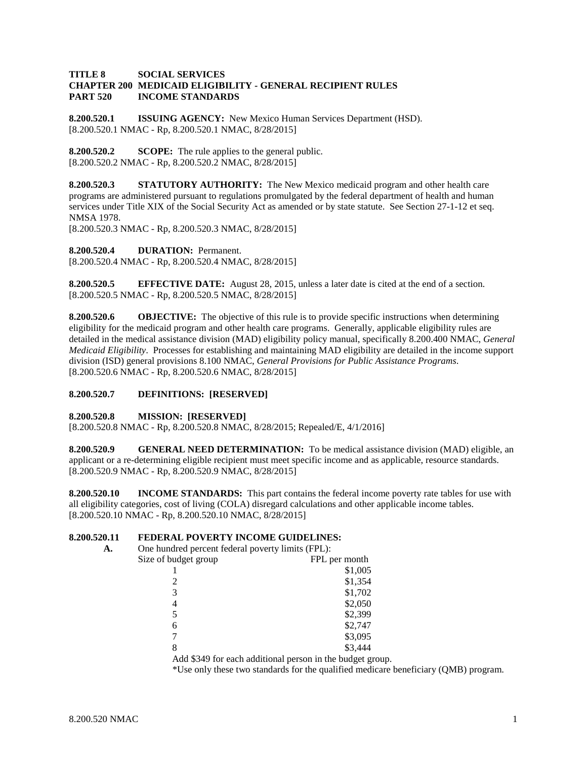**TITLE 8 SOCIAL SERVICES**
**CHAPTER 200 MEDICAID ELIGIBILITY - GENERAL RECIPIENT RULES**
**PART 520 INCOME STANDARDS**

**8.200.520.1 ISSUING AGENCY:** New Mexico Human Services Department (HSD).
[8.200.520.1 NMAC - Rp, 8.200.520.1 NMAC, 8/28/2015]

**8.200.520.2 SCOPE:** The rule applies to the general public.
[8.200.520.2 NMAC - Rp, 8.200.520.2 NMAC, 8/28/2015]

**8.200.520.3 STATUTORY AUTHORITY:** The New Mexico medicaid program and other health care programs are administered pursuant to regulations promulgated by the federal department of health and human services under Title XIX of the Social Security Act as amended or by state statute. See Section 27-1-12 et seq. NMSA 1978.
[8.200.520.3 NMAC - Rp, 8.200.520.3 NMAC, 8/28/2015]

**8.200.520.4 DURATION:** Permanent.
[8.200.520.4 NMAC - Rp, 8.200.520.4 NMAC, 8/28/2015]

**8.200.520.5 EFFECTIVE DATE:** August 28, 2015, unless a later date is cited at the end of a section.
[8.200.520.5 NMAC - Rp, 8.200.520.5 NMAC, 8/28/2015]

**8.200.520.6 OBJECTIVE:** The objective of this rule is to provide specific instructions when determining eligibility for the medicaid program and other health care programs. Generally, applicable eligibility rules are detailed in the medical assistance division (MAD) eligibility policy manual, specifically 8.200.400 NMAC, *General Medicaid Eligibility*. Processes for establishing and maintaining MAD eligibility are detailed in the income support division (ISD) general provisions 8.100 NMAC, *General Provisions for Public Assistance Programs*.
[8.200.520.6 NMAC - Rp, 8.200.520.6 NMAC, 8/28/2015]

**8.200.520.7 DEFINITIONS: [RESERVED]**

**8.200.520.8 MISSION: [RESERVED]**
[8.200.520.8 NMAC - Rp, 8.200.520.8 NMAC, 8/28/2015; Repealed/E, 4/1/2016]

**8.200.520.9 GENERAL NEED DETERMINATION:** To be medical assistance division (MAD) eligible, an applicant or a re-determining eligible recipient must meet specific income and as applicable, resource standards.
[8.200.520.9 NMAC - Rp, 8.200.520.9 NMAC, 8/28/2015]

**8.200.520.10 INCOME STANDARDS:** This part contains the federal income poverty rate tables for use with all eligibility categories, cost of living (COLA) disregard calculations and other applicable income tables.
[8.200.520.10 NMAC - Rp, 8.200.520.10 NMAC, 8/28/2015]

**8.200.520.11 FEDERAL POVERTY INCOME GUIDELINES:**

**A.** One hundred percent federal poverty limits (FPL):

| Size of budget group | FPL per month |
|---|---|
| 1 | $1,005 |
| 2 | $1,354 |
| 3 | $1,702 |
| 4 | $2,050 |
| 5 | $2,399 |
| 6 | $2,747 |
| 7 | $3,095 |
| 8 | $3,444 |

Add $349 for each additional person in the budget group.

*Use only these two standards for the qualified medicare beneficiary (QMB) program.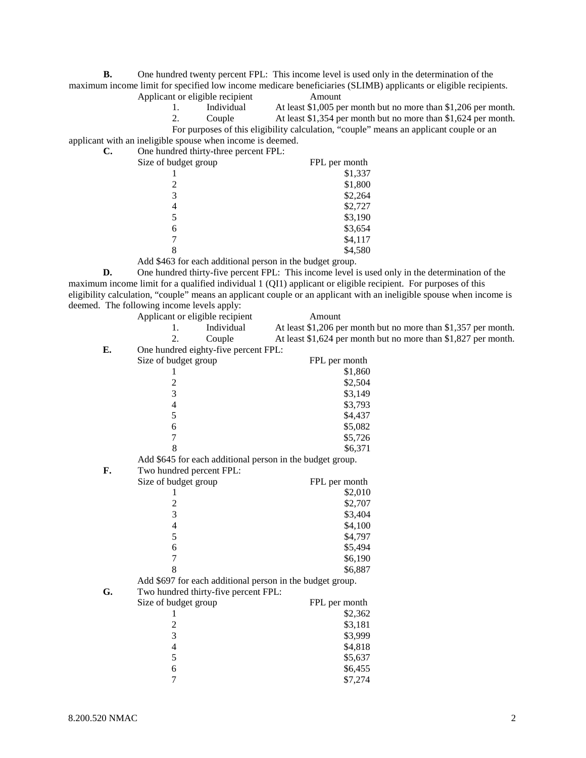**B.** One hundred twenty percent FPL: This income level is used only in the determination of the maximum income limit for specified low income medicare beneficiaries (SLIMB) applicants or eligible recipients.

| Applicant or eligible recipient | | Amount |
|---|---|---|
| 1. | Individual | At least $1,005 per month but no more than $1,206 per month. |
| 2. | Couple | At least $1,354 per month but no more than $1,624 per month. |

For purposes of this eligibility calculation, "couple" means an applicant couple or an applicant with an ineligible spouse when income is deemed.

**C.** One hundred thirty-three percent FPL:

| Size of budget group | FPL per month |
|---|---|
| 1 | $1,337 |
| 2 | $1,800 |
| 3 | $2,264 |
| 4 | $2,727 |
| 5 | $3,190 |
| 6 | $3,654 |
| 7 | $4,117 |
| 8 | $4,580 |

Add $463 for each additional person in the budget group.

**D.** One hundred thirty-five percent FPL: This income level is used only in the determination of the maximum income limit for a qualified individual 1 (QI1) applicant or eligible recipient. For purposes of this eligibility calculation, "couple" means an applicant couple or an applicant with an ineligible spouse when income is deemed. The following income levels apply:

| Applicant or eligible recipient | | Amount |
|---|---|---|
| 1. | Individual | At least $1,206 per month but no more than $1,357 per month. |
| 2. | Couple | At least $1,624 per month but no more than $1,827 per month. |

**E.** One hundred eighty-five percent FPL:

| Size of budget group | FPL per month |
|---|---|
| 1 | $1,860 |
| 2 | $2,504 |
| 3 | $3,149 |
| 4 | $3,793 |
| 5 | $4,437 |
| 6 | $5,082 |
| 7 | $5,726 |
| 8 | $6,371 |

Add $645 for each additional person in the budget group.

**F.** Two hundred percent FPL:

| Size of budget group | FPL per month |
|---|---|
| 1 | $2,010 |
| 2 | $2,707 |
| 3 | $3,404 |
| 4 | $4,100 |
| 5 | $4,797 |
| 6 | $5,494 |
| 7 | $6,190 |
| 8 | $6,887 |

Add $697 for each additional person in the budget group.

**G.** Two hundred thirty-five percent FPL:

| Size of budget group | FPL per month |
|---|---|
| 1 | $2,362 |
| 2 | $3,181 |
| 3 | $3,999 |
| 4 | $4,818 |
| 5 | $5,637 |
| 6 | $6,455 |
| 7 | $7,274 |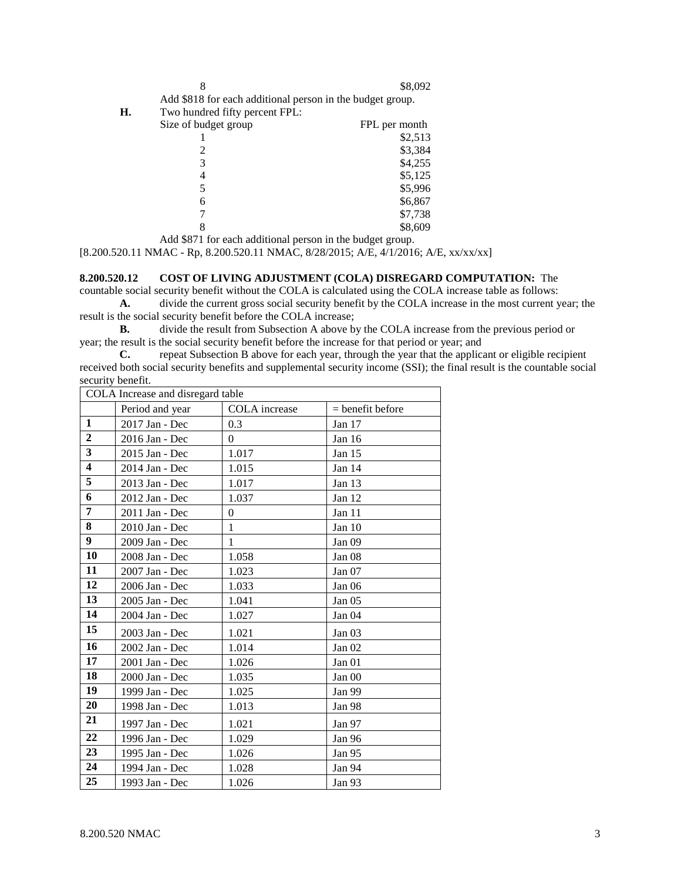| 8 | $8,092 |
|---|---|

Add $818 for each additional person in the budget group.

**H.** Two hundred fifty percent FPL:

| Size of budget group | FPL per month |
|---|---|
| 1 | $2,513 |
| 2 | $3,384 |
| 3 | $4,255 |
| 4 | $5,125 |
| 5 | $5,996 |
| 6 | $6,867 |
| 7 | $7,738 |
| 8 | $8,609 |

Add $871 for each additional person in the budget group.

[8.200.520.11 NMAC - Rp, 8.200.520.11 NMAC, 8/28/2015; A/E, 4/1/2016; A/E, xx/xx/xx]

**8.200.520.12 COST OF LIVING ADJUSTMENT (COLA) DISREGARD COMPUTATION:** The countable social security benefit without the COLA is calculated using the COLA increase table as follows:

**A.** divide the current gross social security benefit by the COLA increase in the most current year; the result is the social security benefit before the COLA increase;

**B.** divide the result from Subsection A above by the COLA increase from the previous period or year; the result is the social security benefit before the increase for that period or year; and

**C.** repeat Subsection B above for each year, through the year that the applicant or eligible recipient received both social security benefits and supplemental security income (SSI); the final result is the countable social security benefit.

| COLA Increase and disregard table | | | |
|---|---|---|---|
| | Period and year | COLA increase | = benefit before |
| **1** | 2017 Jan - Dec | 0.3 | Jan 17 |
| **2** | 2016 Jan - Dec | 0 | Jan 16 |
| **3** | 2015 Jan - Dec | 1.017 | Jan 15 |
| **4** | 2014 Jan - Dec | 1.015 | Jan 14 |
| **5** | 2013 Jan - Dec | 1.017 | Jan 13 |
| **6** | 2012 Jan - Dec | 1.037 | Jan 12 |
| **7** | 2011 Jan - Dec | 0 | Jan 11 |
| **8** | 2010 Jan - Dec | 1 | Jan 10 |
| **9** | 2009 Jan - Dec | 1 | Jan 09 |
| **10** | 2008 Jan - Dec | 1.058 | Jan 08 |
| **11** | 2007 Jan - Dec | 1.023 | Jan 07 |
| **12** | 2006 Jan - Dec | 1.033 | Jan 06 |
| **13** | 2005 Jan - Dec | 1.041 | Jan 05 |
| **14** | 2004 Jan - Dec | 1.027 | Jan 04 |
| **15** | 2003 Jan - Dec | 1.021 | Jan 03 |
| **16** | 2002 Jan - Dec | 1.014 | Jan 02 |
| **17** | 2001 Jan - Dec | 1.026 | Jan 01 |
| **18** | 2000 Jan - Dec | 1.035 | Jan 00 |
| **19** | 1999 Jan - Dec | 1.025 | Jan 99 |
| **20** | 1998 Jan - Dec | 1.013 | Jan 98 |
| **21** | 1997 Jan - Dec | 1.021 | Jan 97 |
| **22** | 1996 Jan - Dec | 1.029 | Jan 96 |
| **23** | 1995 Jan - Dec | 1.026 | Jan 95 |
| **24** | 1994 Jan - Dec | 1.028 | Jan 94 |
| **25** | 1993 Jan - Dec | 1.026 | Jan 93 |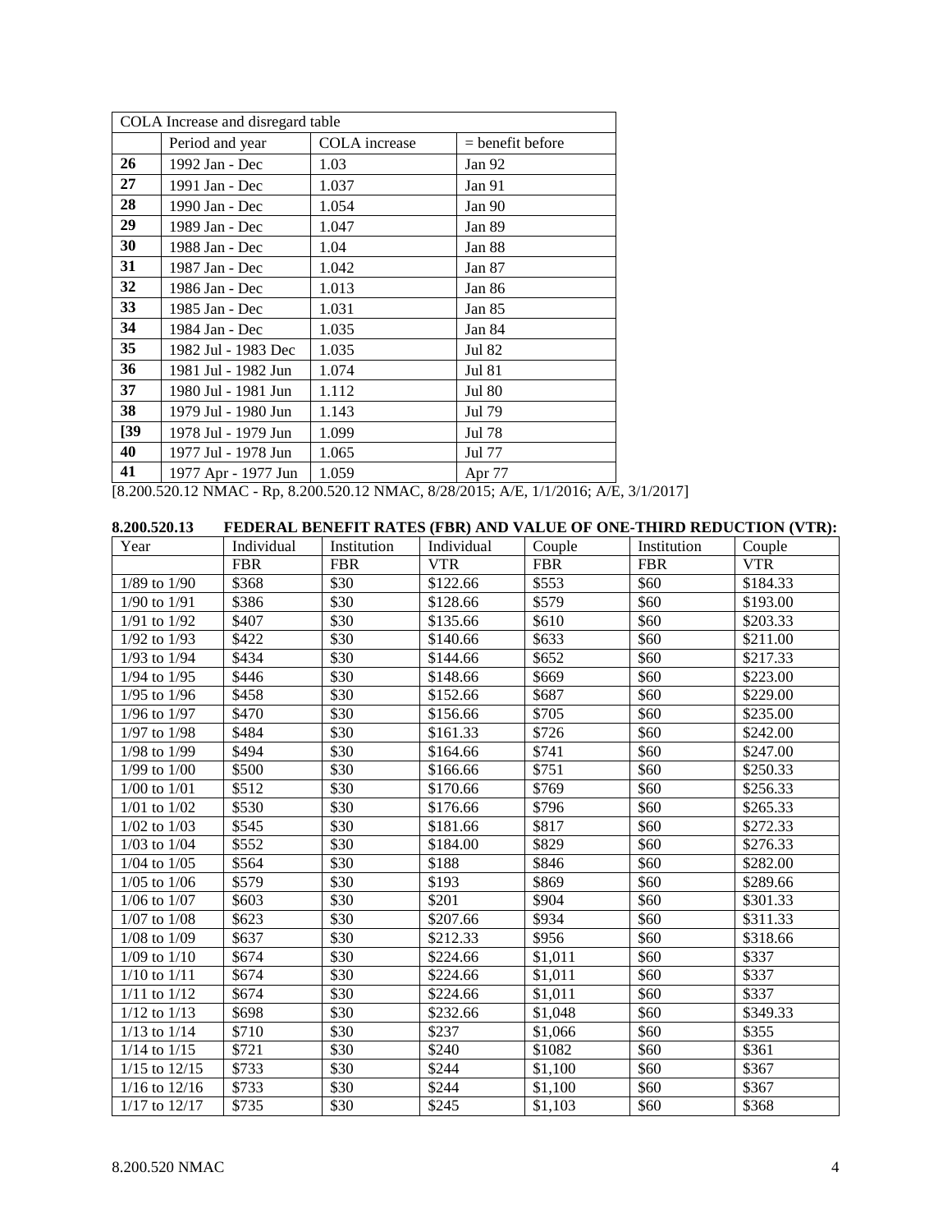| COLA Increase and disregard table | | | |
|---|---|---|---|
| | Period and year | COLA increase | = benefit before |
| **26** | 1992 Jan - Dec | 1.03 | Jan 92 |
| **27** | 1991 Jan - Dec | 1.037 | Jan 91 |
| **28** | 1990 Jan - Dec | 1.054 | Jan 90 |
| **29** | 1989 Jan - Dec | 1.047 | Jan 89 |
| **30** | 1988 Jan - Dec | 1.04 | Jan 88 |
| **31** | 1987 Jan - Dec | 1.042 | Jan 87 |
| **32** | 1986 Jan - Dec | 1.013 | Jan 86 |
| **33** | 1985 Jan - Dec | 1.031 | Jan 85 |
| **34** | 1984 Jan - Dec | 1.035 | Jan 84 |
| **35** | 1982 Jul - 1983 Dec | 1.035 | Jul 82 |
| **36** | 1981 Jul - 1982 Jun | 1.074 | Jul 81 |
| **37** | 1980 Jul - 1981 Jun | 1.112 | Jul 80 |
| **38** | 1979 Jul - 1980 Jun | 1.143 | Jul 79 |
| **[39** | 1978 Jul - 1979 Jun | 1.099 | Jul 78 |
| **40** | 1977 Jul - 1978 Jun | 1.065 | Jul 77 |
| **41** | 1977 Apr - 1977 Jun | 1.059 | Apr 77 |

[8.200.520.12 NMAC - Rp, 8.200.520.12 NMAC, 8/28/2015; A/E, 1/1/2016; A/E, 3/1/2017]

**8.200.520.13 FEDERAL BENEFIT RATES (FBR) AND VALUE OF ONE-THIRD REDUCTION (VTR):**

| Year | Individual | Institution | Individual | Couple | Institution | Couple |
|---|---|---|---|---|---|---|
| | FBR | FBR | VTR | FBR | FBR | VTR |
| 1/89 to 1/90 | $368 | $30 | $122.66 | $553 | $60 | $184.33 |
| 1/90 to 1/91 | $386 | $30 | $128.66 | $579 | $60 | $193.00 |
| 1/91 to 1/92 | $407 | $30 | $135.66 | $610 | $60 | $203.33 |
| 1/92 to 1/93 | $422 | $30 | $140.66 | $633 | $60 | $211.00 |
| 1/93 to 1/94 | $434 | $30 | $144.66 | $652 | $60 | $217.33 |
| 1/94 to 1/95 | $446 | $30 | $148.66 | $669 | $60 | $223.00 |
| 1/95 to 1/96 | $458 | $30 | $152.66 | $687 | $60 | $229.00 |
| 1/96 to 1/97 | $470 | $30 | $156.66 | $705 | $60 | $235.00 |
| 1/97 to 1/98 | $484 | $30 | $161.33 | $726 | $60 | $242.00 |
| 1/98 to 1/99 | $494 | $30 | $164.66 | $741 | $60 | $247.00 |
| 1/99 to 1/00 | $500 | $30 | $166.66 | $751 | $60 | $250.33 |
| 1/00 to 1/01 | $512 | $30 | $170.66 | $769 | $60 | $256.33 |
| 1/01 to 1/02 | $530 | $30 | $176.66 | $796 | $60 | $265.33 |
| 1/02 to 1/03 | $545 | $30 | $181.66 | $817 | $60 | $272.33 |
| 1/03 to 1/04 | $552 | $30 | $184.00 | $829 | $60 | $276.33 |
| 1/04 to 1/05 | $564 | $30 | $188 | $846 | $60 | $282.00 |
| 1/05 to 1/06 | $579 | $30 | $193 | $869 | $60 | $289.66 |
| 1/06 to 1/07 | $603 | $30 | $201 | $904 | $60 | $301.33 |
| 1/07 to 1/08 | $623 | $30 | $207.66 | $934 | $60 | $311.33 |
| 1/08 to 1/09 | $637 | $30 | $212.33 | $956 | $60 | $318.66 |
| 1/09 to 1/10 | $674 | $30 | $224.66 | $1,011 | $60 | $337 |
| 1/10 to 1/11 | $674 | $30 | $224.66 | $1,011 | $60 | $337 |
| 1/11 to 1/12 | $674 | $30 | $224.66 | $1,011 | $60 | $337 |
| 1/12 to 1/13 | $698 | $30 | $232.66 | $1,048 | $60 | $349.33 |
| 1/13 to 1/14 | $710 | $30 | $237 | $1,066 | $60 | $355 |
| 1/14 to 1/15 | $721 | $30 | $240 | $1082 | $60 | $361 |
| 1/15 to 12/15 | $733 | $30 | $244 | $1,100 | $60 | $367 |
| 1/16 to 12/16 | $733 | $30 | $244 | $1,100 | $60 | $367 |
| 1/17 to 12/17 | $735 | $30 | $245 | $1,103 | $60 | $368 |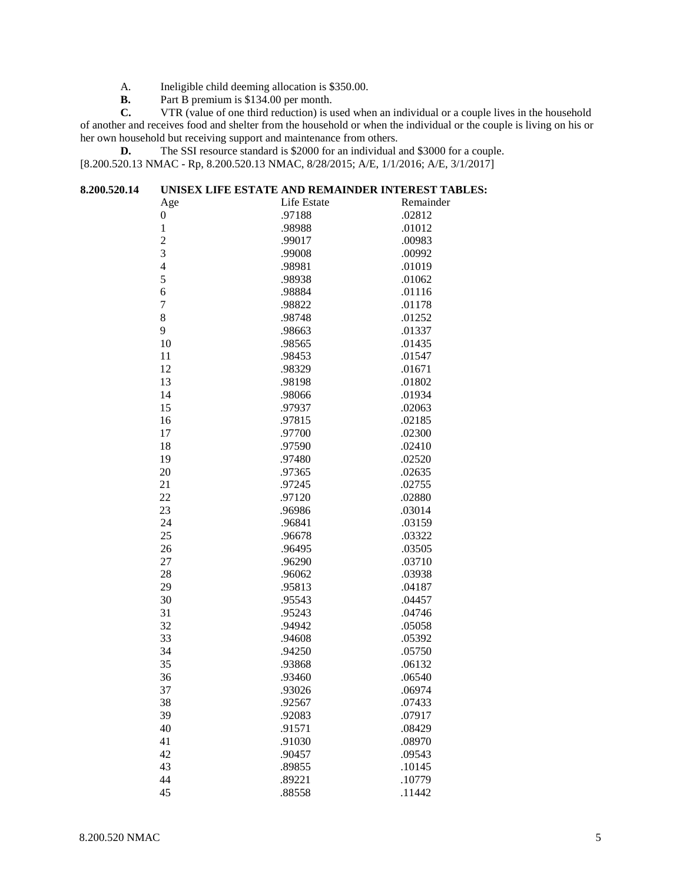A. Ineligible child deeming allocation is $350.00.

**B.** Part B premium is $134.00 per month.

**C.** VTR (value of one third reduction) is used when an individual or a couple lives in the household of another and receives food and shelter from the household or when the individual or the couple is living on his or her own household but receiving support and maintenance from others.

**D.** The SSI resource standard is $2000 for an individual and $3000 for a couple.

[8.200.520.13 NMAC - Rp, 8.200.520.13 NMAC, 8/28/2015; A/E, 1/1/2016; A/E, 3/1/2017]

**8.200.520.14 UNISEX LIFE ESTATE AND REMAINDER INTEREST TABLES:**

| Age | Life Estate | Remainder |
|---|---|---|
| 0 | .97188 | .02812 |
| 1 | .98988 | .01012 |
| 2 | .99017 | .00983 |
| 3 | .99008 | .00992 |
| 4 | .98981 | .01019 |
| 5 | .98938 | .01062 |
| 6 | .98884 | .01116 |
| 7 | .98822 | .01178 |
| 8 | .98748 | .01252 |
| 9 | .98663 | .01337 |
| 10 | .98565 | .01435 |
| 11 | .98453 | .01547 |
| 12 | .98329 | .01671 |
| 13 | .98198 | .01802 |
| 14 | .98066 | .01934 |
| 15 | .97937 | .02063 |
| 16 | .97815 | .02185 |
| 17 | .97700 | .02300 |
| 18 | .97590 | .02410 |
| 19 | .97480 | .02520 |
| 20 | .97365 | .02635 |
| 21 | .97245 | .02755 |
| 22 | .97120 | .02880 |
| 23 | .96986 | .03014 |
| 24 | .96841 | .03159 |
| 25 | .96678 | .03322 |
| 26 | .96495 | .03505 |
| 27 | .96290 | .03710 |
| 28 | .96062 | .03938 |
| 29 | .95813 | .04187 |
| 30 | .95543 | .04457 |
| 31 | .95243 | .04746 |
| 32 | .94942 | .05058 |
| 33 | .94608 | .05392 |
| 34 | .94250 | .05750 |
| 35 | .93868 | .06132 |
| 36 | .93460 | .06540 |
| 37 | .93026 | .06974 |
| 38 | .92567 | .07433 |
| 39 | .92083 | .07917 |
| 40 | .91571 | .08429 |
| 41 | .91030 | .08970 |
| 42 | .90457 | .09543 |
| 43 | .89855 | .10145 |
| 44 | .89221 | .10779 |
| 45 | .88558 | .11442 |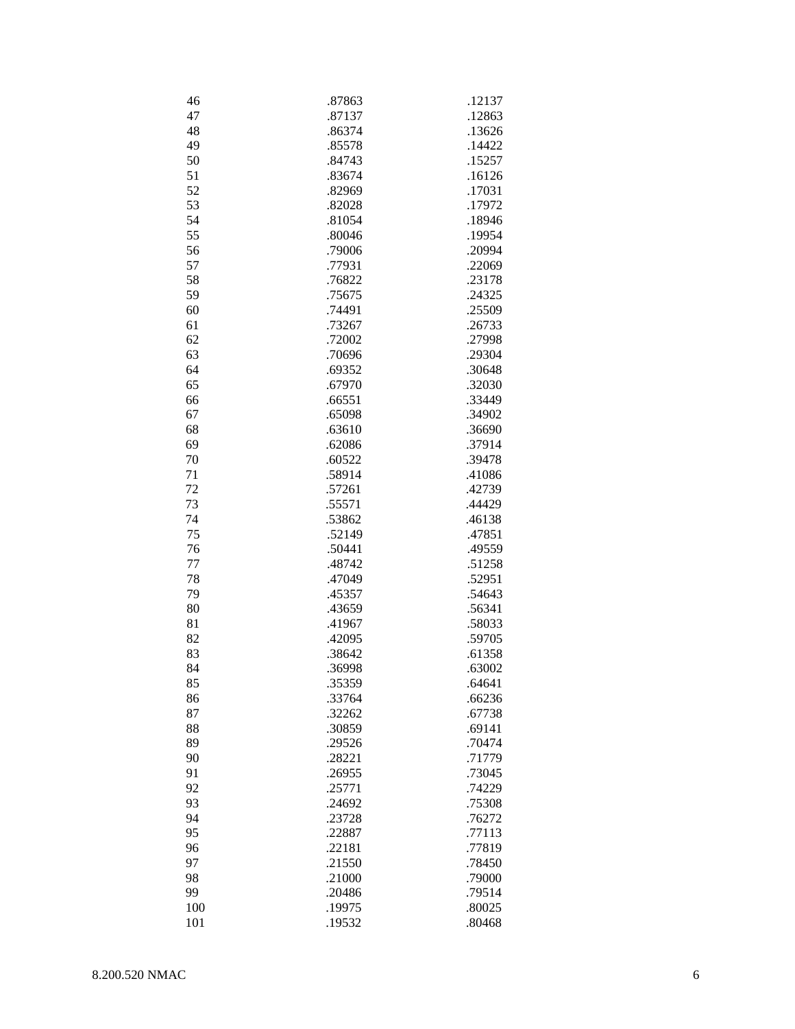| | | |
|---|---|---|
| 46 | .87863 | .12137 |
| 47 | .87137 | .12863 |
| 48 | .86374 | .13626 |
| 49 | .85578 | .14422 |
| 50 | .84743 | .15257 |
| 51 | .83674 | .16126 |
| 52 | .82969 | .17031 |
| 53 | .82028 | .17972 |
| 54 | .81054 | .18946 |
| 55 | .80046 | .19954 |
| 56 | .79006 | .20994 |
| 57 | .77931 | .22069 |
| 58 | .76822 | .23178 |
| 59 | .75675 | .24325 |
| 60 | .74491 | .25509 |
| 61 | .73267 | .26733 |
| 62 | .72002 | .27998 |
| 63 | .70696 | .29304 |
| 64 | .69352 | .30648 |
| 65 | .67970 | .32030 |
| 66 | .66551 | .33449 |
| 67 | .65098 | .34902 |
| 68 | .63610 | .36690 |
| 69 | .62086 | .37914 |
| 70 | .60522 | .39478 |
| 71 | .58914 | .41086 |
| 72 | .57261 | .42739 |
| 73 | .55571 | .44429 |
| 74 | .53862 | .46138 |
| 75 | .52149 | .47851 |
| 76 | .50441 | .49559 |
| 77 | .48742 | .51258 |
| 78 | .47049 | .52951 |
| 79 | .45357 | .54643 |
| 80 | .43659 | .56341 |
| 81 | .41967 | .58033 |
| 82 | .42095 | .59705 |
| 83 | .38642 | .61358 |
| 84 | .36998 | .63002 |
| 85 | .35359 | .64641 |
| 86 | .33764 | .66236 |
| 87 | .32262 | .67738 |
| 88 | .30859 | .69141 |
| 89 | .29526 | .70474 |
| 90 | .28221 | .71779 |
| 91 | .26955 | .73045 |
| 92 | .25771 | .74229 |
| 93 | .24692 | .75308 |
| 94 | .23728 | .76272 |
| 95 | .22887 | .77113 |
| 96 | .22181 | .77819 |
| 97 | .21550 | .78450 |
| 98 | .21000 | .79000 |
| 99 | .20486 | .79514 |
| 100 | .19975 | .80025 |
| 101 | .19532 | .80468 |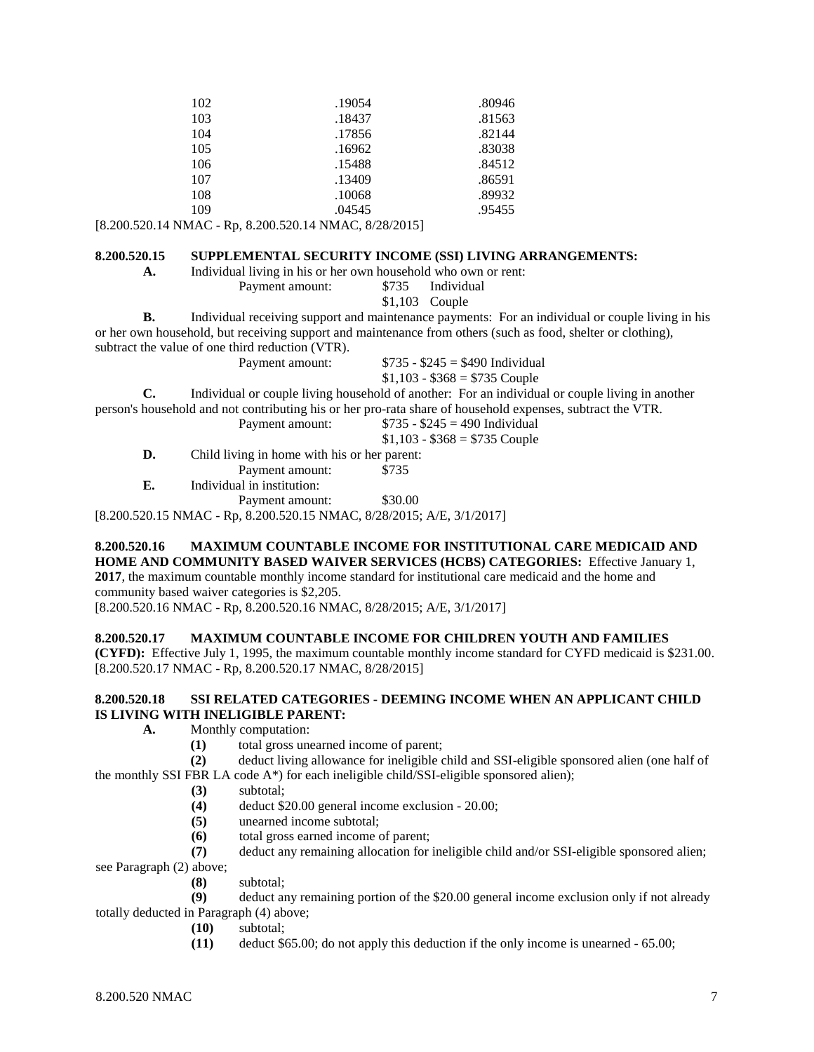| | | |
|---|---|---|
| 102 | .19054 | .80946 |
| 103 | .18437 | .81563 |
| 104 | .17856 | .82144 |
| 105 | .16962 | .83038 |
| 106 | .15488 | .84512 |
| 107 | .13409 | .86591 |
| 108 | .10068 | .89932 |
| 109 | .04545 | .95455 |

[8.200.520.14 NMAC - Rp, 8.200.520.14 NMAC, 8/28/2015]

**8.200.520.15 SUPPLEMENTAL SECURITY INCOME (SSI) LIVING ARRANGEMENTS:**

**A.** Individual living in his or her own household who own or rent:

Payment amount: $735 Individual
$1,103 Couple

**B.** Individual receiving support and maintenance payments: For an individual or couple living in his or her own household, but receiving support and maintenance from others (such as food, shelter or clothing), subtract the value of one third reduction (VTR).

Payment amount: $735 - $245 = $490 Individual
$1,103 - $368 = $735 Couple

**C.** Individual or couple living household of another: For an individual or couple living in another person's household and not contributing his or her pro-rata share of household expenses, subtract the VTR.

Payment amount: $735 - $245 = 490 Individual
$1,103 - $368 = $735 Couple

**D.** Child living in home with his or her parent:

Payment amount: $735

**E.** Individual in institution:

Payment amount: $30.00

[8.200.520.15 NMAC - Rp, 8.200.520.15 NMAC, 8/28/2015; A/E, 3/1/2017]

**8.200.520.16 MAXIMUM COUNTABLE INCOME FOR INSTITUTIONAL CARE MEDICAID AND HOME AND COMMUNITY BASED WAIVER SERVICES (HCBS) CATEGORIES:** Effective January 1, **2017**, the maximum countable monthly income standard for institutional care medicaid and the home and community based waiver categories is $2,205.

[8.200.520.16 NMAC - Rp, 8.200.520.16 NMAC, 8/28/2015; A/E, 3/1/2017]

**8.200.520.17 MAXIMUM COUNTABLE INCOME FOR CHILDREN YOUTH AND FAMILIES (CYFD):** Effective July 1, 1995, the maximum countable monthly income standard for CYFD medicaid is $231.00.

[8.200.520.17 NMAC - Rp, 8.200.520.17 NMAC, 8/28/2015]

**8.200.520.18 SSI RELATED CATEGORIES - DEEMING INCOME WHEN AN APPLICANT CHILD IS LIVING WITH INELIGIBLE PARENT:**

**A.** Monthly computation:

**(1)** total gross unearned income of parent;

**(2)** deduct living allowance for ineligible child and SSI-eligible sponsored alien (one half of the monthly SSI FBR LA code A*) for each ineligible child/SSI-eligible sponsored alien);

**(3)** subtotal;

**(4)** deduct $20.00 general income exclusion - 20.00;

**(5)** unearned income subtotal;

**(6)** total gross earned income of parent;

**(7)** deduct any remaining allocation for ineligible child and/or SSI-eligible sponsored alien; see Paragraph (2) above;

**(8)** subtotal;

**(9)** deduct any remaining portion of the $20.00 general income exclusion only if not already totally deducted in Paragraph (4) above;

**(10)** subtotal;

**(11)** deduct $65.00; do not apply this deduction if the only income is unearned - 65.00;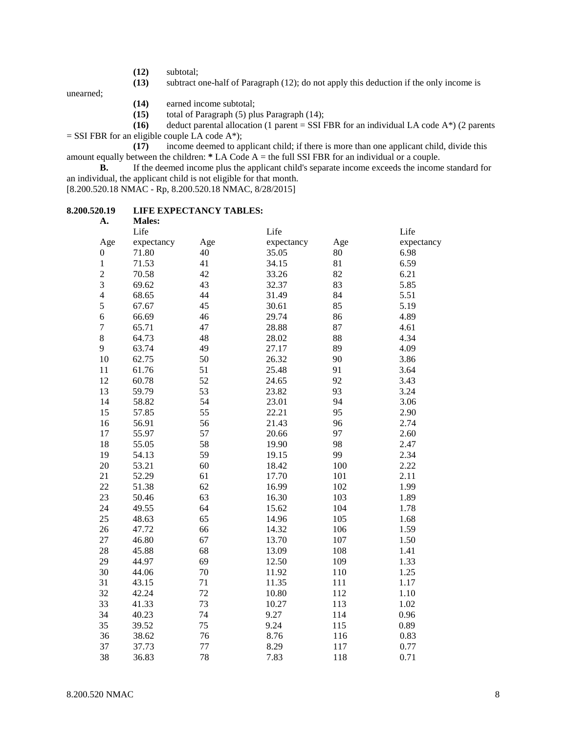**(12)** subtotal;

**(13)** subtract one-half of Paragraph (12); do not apply this deduction if the only income is unearned;

**(14)** earned income subtotal;

**(15)** total of Paragraph (5) plus Paragraph (14);

**(16)** deduct parental allocation (1 parent = SSI FBR for an individual LA code A*) (2 parents = SSI FBR for an eligible couple LA code A*);

**(17)** income deemed to applicant child; if there is more than one applicant child, divide this amount equally between the children: * LA Code A = the full SSI FBR for an individual or a couple.

**B.** If the deemed income plus the applicant child's separate income exceeds the income standard for an individual, the applicant child is not eligible for that month.

[8.200.520.18 NMAC - Rp, 8.200.520.18 NMAC, 8/28/2015]

**8.200.520.19 LIFE EXPECTANCY TABLES:**

**A. Males:**

| Age | Life expectancy | Age | Life expectancy | Age | Life expectancy |
|---|---|---|---|---|---|
| 0 | 71.80 | 40 | 35.05 | 80 | 6.98 |
| 1 | 71.53 | 41 | 34.15 | 81 | 6.59 |
| 2 | 70.58 | 42 | 33.26 | 82 | 6.21 |
| 3 | 69.62 | 43 | 32.37 | 83 | 5.85 |
| 4 | 68.65 | 44 | 31.49 | 84 | 5.51 |
| 5 | 67.67 | 45 | 30.61 | 85 | 5.19 |
| 6 | 66.69 | 46 | 29.74 | 86 | 4.89 |
| 7 | 65.71 | 47 | 28.88 | 87 | 4.61 |
| 8 | 64.73 | 48 | 28.02 | 88 | 4.34 |
| 9 | 63.74 | 49 | 27.17 | 89 | 4.09 |
| 10 | 62.75 | 50 | 26.32 | 90 | 3.86 |
| 11 | 61.76 | 51 | 25.48 | 91 | 3.64 |
| 12 | 60.78 | 52 | 24.65 | 92 | 3.43 |
| 13 | 59.79 | 53 | 23.82 | 93 | 3.24 |
| 14 | 58.82 | 54 | 23.01 | 94 | 3.06 |
| 15 | 57.85 | 55 | 22.21 | 95 | 2.90 |
| 16 | 56.91 | 56 | 21.43 | 96 | 2.74 |
| 17 | 55.97 | 57 | 20.66 | 97 | 2.60 |
| 18 | 55.05 | 58 | 19.90 | 98 | 2.47 |
| 19 | 54.13 | 59 | 19.15 | 99 | 2.34 |
| 20 | 53.21 | 60 | 18.42 | 100 | 2.22 |
| 21 | 52.29 | 61 | 17.70 | 101 | 2.11 |
| 22 | 51.38 | 62 | 16.99 | 102 | 1.99 |
| 23 | 50.46 | 63 | 16.30 | 103 | 1.89 |
| 24 | 49.55 | 64 | 15.62 | 104 | 1.78 |
| 25 | 48.63 | 65 | 14.96 | 105 | 1.68 |
| 26 | 47.72 | 66 | 14.32 | 106 | 1.59 |
| 27 | 46.80 | 67 | 13.70 | 107 | 1.50 |
| 28 | 45.88 | 68 | 13.09 | 108 | 1.41 |
| 29 | 44.97 | 69 | 12.50 | 109 | 1.33 |
| 30 | 44.06 | 70 | 11.92 | 110 | 1.25 |
| 31 | 43.15 | 71 | 11.35 | 111 | 1.17 |
| 32 | 42.24 | 72 | 10.80 | 112 | 1.10 |
| 33 | 41.33 | 73 | 10.27 | 113 | 1.02 |
| 34 | 40.23 | 74 | 9.27 | 114 | 0.96 |
| 35 | 39.52 | 75 | 9.24 | 115 | 0.89 |
| 36 | 38.62 | 76 | 8.76 | 116 | 0.83 |
| 37 | 37.73 | 77 | 8.29 | 117 | 0.77 |
| 38 | 36.83 | 78 | 7.83 | 118 | 0.71 |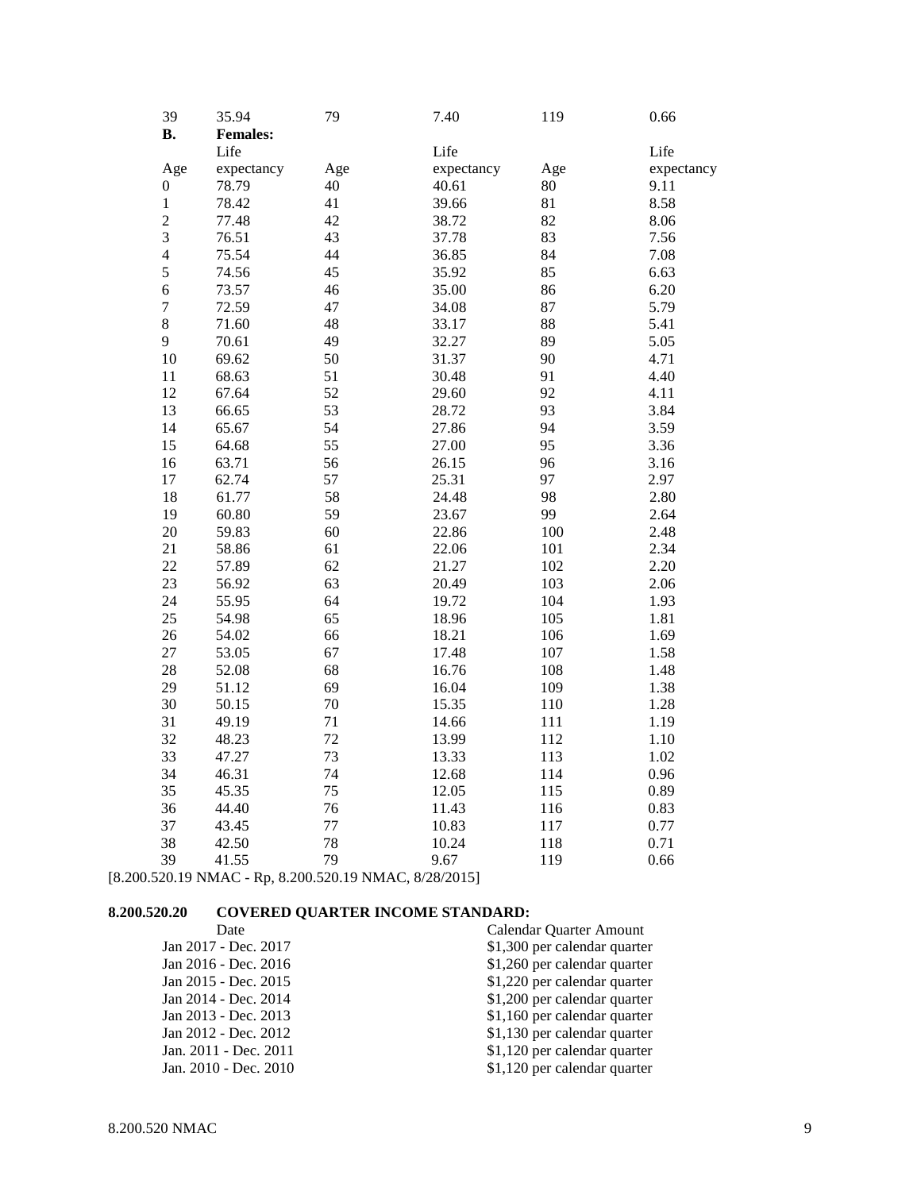| 39 | 35.94 | 79 | 7.40 | 119 | 0.66 |
|---|---|---|---|---|---|

**B.** **Females:**

| Age | Life expectancy | Age | Life expectancy | Age | Life expectancy |
|---|---|---|---|---|---|
| 0 | 78.79 | 40 | 40.61 | 80 | 9.11 |
| 1 | 78.42 | 41 | 39.66 | 81 | 8.58 |
| 2 | 77.48 | 42 | 38.72 | 82 | 8.06 |
| 3 | 76.51 | 43 | 37.78 | 83 | 7.56 |
| 4 | 75.54 | 44 | 36.85 | 84 | 7.08 |
| 5 | 74.56 | 45 | 35.92 | 85 | 6.63 |
| 6 | 73.57 | 46 | 35.00 | 86 | 6.20 |
| 7 | 72.59 | 47 | 34.08 | 87 | 5.79 |
| 8 | 71.60 | 48 | 33.17 | 88 | 5.41 |
| 9 | 70.61 | 49 | 32.27 | 89 | 5.05 |
| 10 | 69.62 | 50 | 31.37 | 90 | 4.71 |
| 11 | 68.63 | 51 | 30.48 | 91 | 4.40 |
| 12 | 67.64 | 52 | 29.60 | 92 | 4.11 |
| 13 | 66.65 | 53 | 28.72 | 93 | 3.84 |
| 14 | 65.67 | 54 | 27.86 | 94 | 3.59 |
| 15 | 64.68 | 55 | 27.00 | 95 | 3.36 |
| 16 | 63.71 | 56 | 26.15 | 96 | 3.16 |
| 17 | 62.74 | 57 | 25.31 | 97 | 2.97 |
| 18 | 61.77 | 58 | 24.48 | 98 | 2.80 |
| 19 | 60.80 | 59 | 23.67 | 99 | 2.64 |
| 20 | 59.83 | 60 | 22.86 | 100 | 2.48 |
| 21 | 58.86 | 61 | 22.06 | 101 | 2.34 |
| 22 | 57.89 | 62 | 21.27 | 102 | 2.20 |
| 23 | 56.92 | 63 | 20.49 | 103 | 2.06 |
| 24 | 55.95 | 64 | 19.72 | 104 | 1.93 |
| 25 | 54.98 | 65 | 18.96 | 105 | 1.81 |
| 26 | 54.02 | 66 | 18.21 | 106 | 1.69 |
| 27 | 53.05 | 67 | 17.48 | 107 | 1.58 |
| 28 | 52.08 | 68 | 16.76 | 108 | 1.48 |
| 29 | 51.12 | 69 | 16.04 | 109 | 1.38 |
| 30 | 50.15 | 70 | 15.35 | 110 | 1.28 |
| 31 | 49.19 | 71 | 14.66 | 111 | 1.19 |
| 32 | 48.23 | 72 | 13.99 | 112 | 1.10 |
| 33 | 47.27 | 73 | 13.33 | 113 | 1.02 |
| 34 | 46.31 | 74 | 12.68 | 114 | 0.96 |
| 35 | 45.35 | 75 | 12.05 | 115 | 0.89 |
| 36 | 44.40 | 76 | 11.43 | 116 | 0.83 |
| 37 | 43.45 | 77 | 10.83 | 117 | 0.77 |
| 38 | 42.50 | 78 | 10.24 | 118 | 0.71 |
| 39 | 41.55 | 79 | 9.67 | 119 | 0.66 |

[8.200.520.19 NMAC - Rp, 8.200.520.19 NMAC, 8/28/2015]

**8.200.520.20 COVERED QUARTER INCOME STANDARD:**

| Date | Calendar Quarter Amount |
|---|---|
| Jan 2017 - Dec. 2017 | $1,300 per calendar quarter |
| Jan 2016 - Dec. 2016 | $1,260 per calendar quarter |
| Jan 2015 - Dec. 2015 | $1,220 per calendar quarter |
| Jan 2014 - Dec. 2014 | $1,200 per calendar quarter |
| Jan 2013 - Dec. 2013 | $1,160 per calendar quarter |
| Jan 2012 - Dec. 2012 | $1,130 per calendar quarter |
| Jan. 2011 - Dec. 2011 | $1,120 per calendar quarter |
| Jan. 2010 - Dec. 2010 | $1,120 per calendar quarter |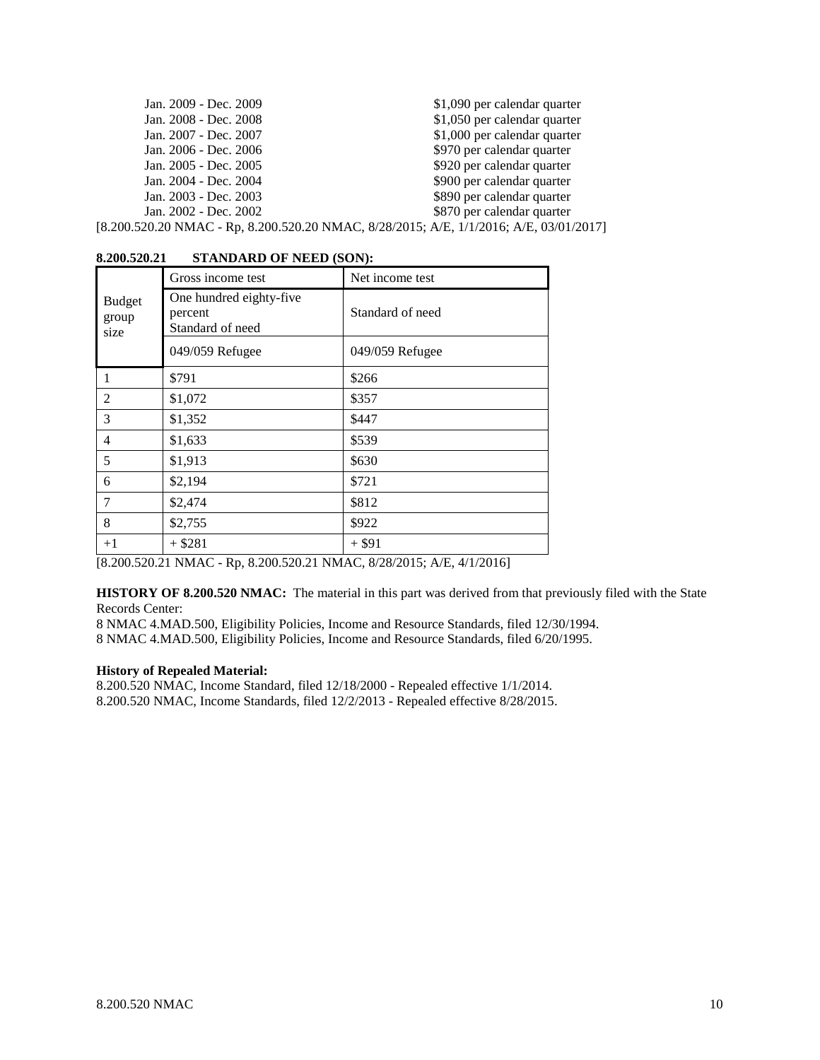| | |
|---|---|
| Jan. 2009 - Dec. 2009 | $1,090 per calendar quarter |
| Jan. 2008 - Dec. 2008 | $1,050 per calendar quarter |
| Jan. 2007 - Dec. 2007 | $1,000 per calendar quarter |
| Jan. 2006 - Dec. 2006 | $970 per calendar quarter |
| Jan. 2005 - Dec. 2005 | $920 per calendar quarter |
| Jan. 2004 - Dec. 2004 | $900 per calendar quarter |
| Jan. 2003 - Dec. 2003 | $890 per calendar quarter |
| Jan. 2002 - Dec. 2002 | $870 per calendar quarter |

[8.200.520.20 NMAC - Rp, 8.200.520.20 NMAC, 8/28/2015; A/E, 1/1/2016; A/E, 03/01/2017]

**8.200.520.21 STANDARD OF NEED (SON):**

| Budget group size | Gross income test | Net income test |
|---|---|---|
| | One hundred eighty-five percent Standard of need | Standard of need |
| | 049/059 Refugee | 049/059 Refugee |
| 1 | $791 | $266 |
| 2 | $1,072 | $357 |
| 3 | $1,352 | $447 |
| 4 | $1,633 | $539 |
| 5 | $1,913 | $630 |
| 6 | $2,194 | $721 |
| 7 | $2,474 | $812 |
| 8 | $2,755 | $922 |
| +1 | + $281 | + $91 |

[8.200.520.21 NMAC - Rp, 8.200.520.21 NMAC, 8/28/2015; A/E, 4/1/2016]

**HISTORY OF 8.200.520 NMAC:** The material in this part was derived from that previously filed with the State Records Center:
8 NMAC 4.MAD.500, Eligibility Policies, Income and Resource Standards, filed 12/30/1994.
8 NMAC 4.MAD.500, Eligibility Policies, Income and Resource Standards, filed 6/20/1995.

**History of Repealed Material:**
8.200.520 NMAC, Income Standard, filed 12/18/2000 - Repealed effective 1/1/2014.
8.200.520 NMAC, Income Standards, filed 12/2/2013 - Repealed effective 8/28/2015.